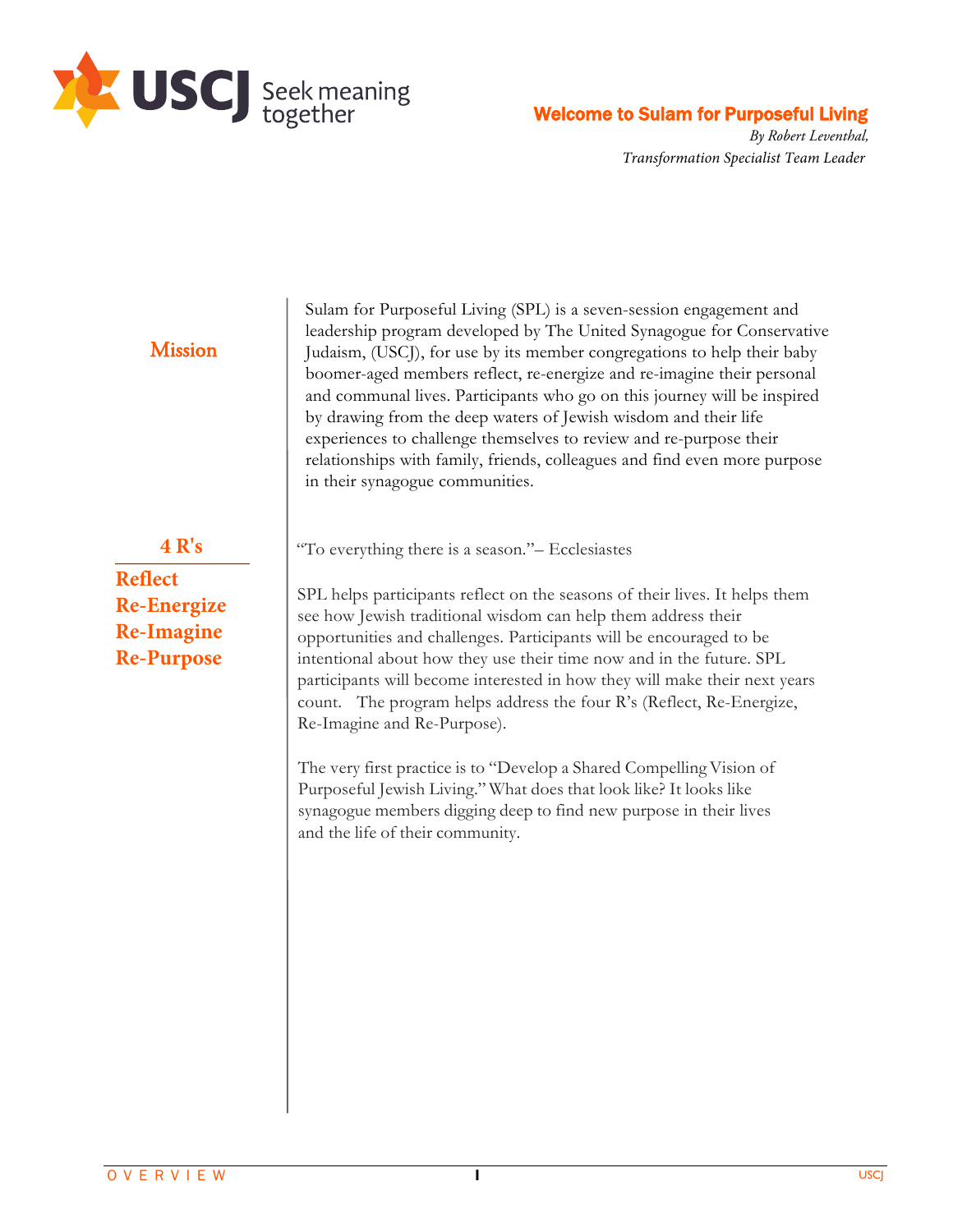# Welcome to Sulam for Purposeful Living

*By Robert Leventhal,*
*Transformation Specialist Team Leader*

## Mission

Sulam for Purposeful Living (SPL) is a seven-session engagement and leadership program developed by The United Synagogue for Conservative Judaism, (USCJ), for use by its member congregations to help their baby boomer-aged members reflect, re-energize and re-imagine their personal and communal lives. Participants who go on this journey will be inspired by drawing from the deep waters of Jewish wisdom and their life experiences to challenge themselves to review and re-purpose their relationships with family, friends, colleagues and find even more purpose in their synagogue communities.

## 4 R's

**Reflect**
**Re-Energize**
**Re-Imagine**
**Re-Purpose**

"To everything there is a season."– Ecclesiastes

SPL helps participants reflect on the seasons of their lives. It helps them see how Jewish traditional wisdom can help them address their opportunities and challenges. Participants will be encouraged to be intentional about how they use their time now and in the future. SPL participants will become interested in how they will make their next years count. The program helps address the four R's (Reflect, Re-Energize, Re-Imagine and Re-Purpose).

The very first practice is to "Develop a Shared Compelling Vision of Purposeful Jewish Living." What does that look like? It looks like synagogue members digging deep to find new purpose in their lives and the life of their community.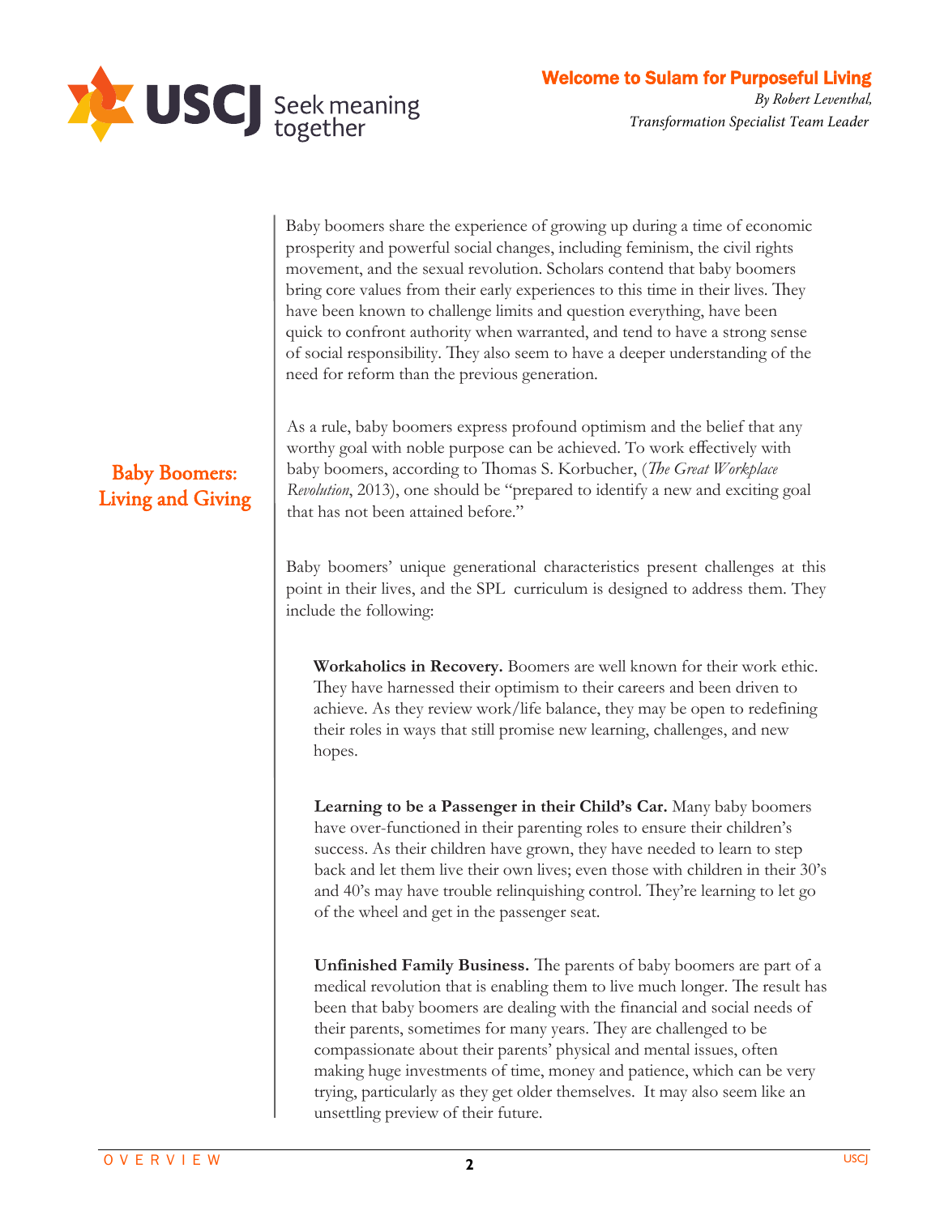## Baby Boomers: Living and Giving

Baby boomers share the experience of growing up during a time of economic prosperity and powerful social changes, including feminism, the civil rights movement, and the sexual revolution. Scholars contend that baby boomers bring core values from their early experiences to this time in their lives. They have been known to challenge limits and question everything, have been quick to confront authority when warranted, and tend to have a strong sense of social responsibility. They also seem to have a deeper understanding of the need for reform than the previous generation.

As a rule, baby boomers express profound optimism and the belief that any worthy goal with noble purpose can be achieved. To work effectively with baby boomers, according to Thomas S. Korbucher, (*The Great Workplace Revolution*, 2013), one should be "prepared to identify a new and exciting goal that has not been attained before."

Baby boomers' unique generational characteristics present challenges at this point in their lives, and the SPL curriculum is designed to address them. They include the following:

**Workaholics in Recovery.** Boomers are well known for their work ethic. They have harnessed their optimism to their careers and been driven to achieve. As they review work/life balance, they may be open to redefining their roles in ways that still promise new learning, challenges, and new hopes.

**Learning to be a Passenger in their Child's Car.** Many baby boomers have over-functioned in their parenting roles to ensure their children's success. As their children have grown, they have needed to learn to step back and let them live their own lives; even those with children in their 30's and 40's may have trouble relinquishing control. They're learning to let go of the wheel and get in the passenger seat.

**Unfinished Family Business.** The parents of baby boomers are part of a medical revolution that is enabling them to live much longer. The result has been that baby boomers are dealing with the financial and social needs of their parents, sometimes for many years. They are challenged to be compassionate about their parents' physical and mental issues, often making huge investments of time, money and patience, which can be very trying, particularly as they get older themselves. It may also seem like an unsettling preview of their future.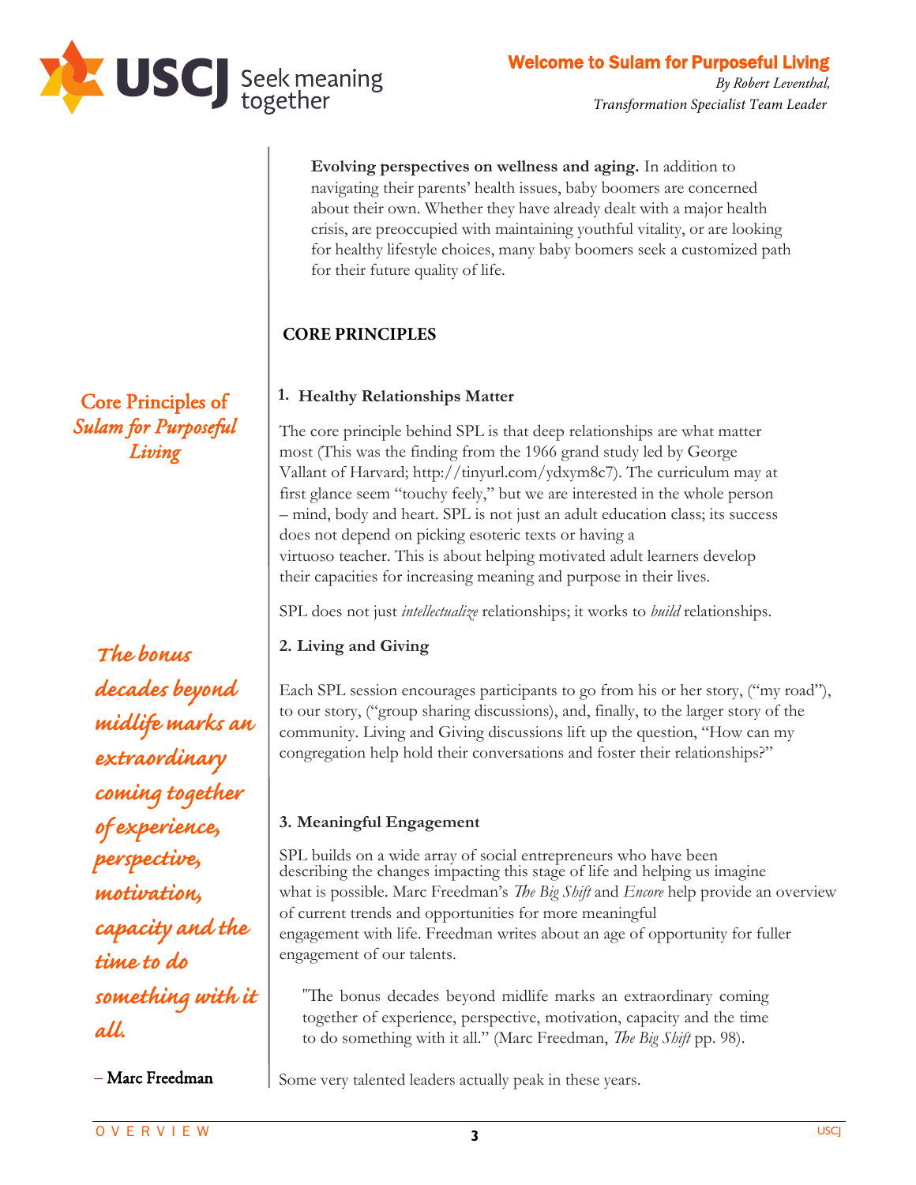**Evolving perspectives on wellness and aging.** In addition to navigating their parents' health issues, baby boomers are concerned about their own. Whether they have already dealt with a major health crisis, are preoccupied with maintaining youthful vitality, or are looking for healthy lifestyle choices, many baby boomers seek a customized path for their future quality of life.

## CORE PRINCIPLES

*Core Principles of Sulam for Purposeful Living*

### 1. Healthy Relationships Matter

The core principle behind SPL is that deep relationships are what matter most (This was the finding from the 1966 grand study led by George Vallant of Harvard; http://tinyurl.com/ydxym8c7). The curriculum may at first glance seem "touchy feely," but we are interested in the whole person – mind, body and heart. SPL is not just an adult education class; its success does not depend on picking esoteric texts or having a virtuoso teacher. This is about helping motivated adult learners develop their capacities for increasing meaning and purpose in their lives.

SPL does not just *intellectualize* relationships; it works to *build* relationships.

### 2. Living and Giving

Each SPL session encourages participants to go from his or her story, ("my road"), to our story, ("group sharing discussions), and, finally, to the larger story of the community. Living and Giving discussions lift up the question, "How can my congregation help hold their conversations and foster their relationships?"

### 3. Meaningful Engagement

SPL builds on a wide array of social entrepreneurs who have been describing the changes impacting this stage of life and helping us imagine what is possible. Marc Freedman's *The Big Shift* and *Encore* help provide an overview of current trends and opportunities for more meaningful engagement with life. Freedman writes about an age of opportunity for fuller engagement of our talents.

> "The bonus decades beyond midlife marks an extraordinary coming together of experience, perspective, motivation, capacity and the time to do something with it all." (Marc Freedman, *The Big Shift* pp. 98).

Some very talented leaders actually peak in these years.

> *The bonus decades beyond midlife marks an extraordinary coming together of experience, perspective, motivation, capacity and the time to do something with it all.*
>
> – Marc Freedman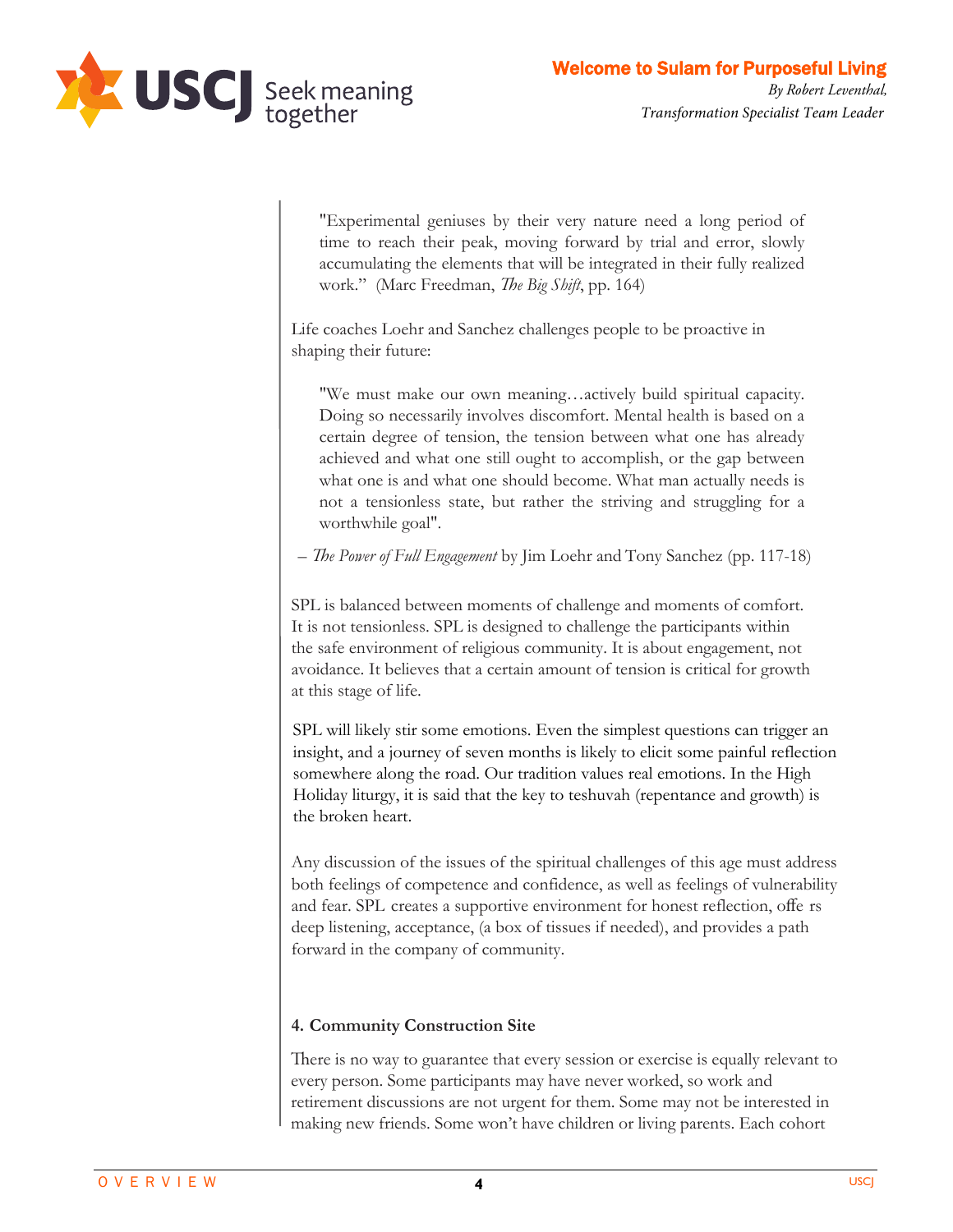> "Experimental geniuses by their very nature need a long period of time to reach their peak, moving forward by trial and error, slowly accumulating the elements that will be integrated in their fully realized work." (Marc Freedman, *The Big Shift*, pp. 164)

Life coaches Loehr and Sanchez challenges people to be proactive in shaping their future:

> "We must make our own meaning…actively build spiritual capacity. Doing so necessarily involves discomfort. Mental health is based on a certain degree of tension, the tension between what one has already achieved and what one still ought to accomplish, or the gap between what one is and what one should become. What man actually needs is not a tensionless state, but rather the striving and struggling for a worthwhile goal".

– *The Power of Full Engagement* by Jim Loehr and Tony Sanchez (pp. 117-18)

SPL is balanced between moments of challenge and moments of comfort. It is not tensionless. SPL is designed to challenge the participants within the safe environment of religious community. It is about engagement, not avoidance. It believes that a certain amount of tension is critical for growth at this stage of life.

SPL will likely stir some emotions. Even the simplest questions can trigger an insight, and a journey of seven months is likely to elicit some painful reflection somewhere along the road. Our tradition values real emotions. In the High Holiday liturgy, it is said that the key to teshuvah (repentance and growth) is the broken heart.

Any discussion of the issues of the spiritual challenges of this age must address both feelings of competence and confidence, as well as feelings of vulnerability and fear. SPL creates a supportive environment for honest reflection, offers deep listening, acceptance, (a box of tissues if needed), and provides a path forward in the company of community.

**4. Community Construction Site**

There is no way to guarantee that every session or exercise is equally relevant to every person. Some participants may have never worked, so work and retirement discussions are not urgent for them. Some may not be interested in making new friends. Some won't have children or living parents. Each cohort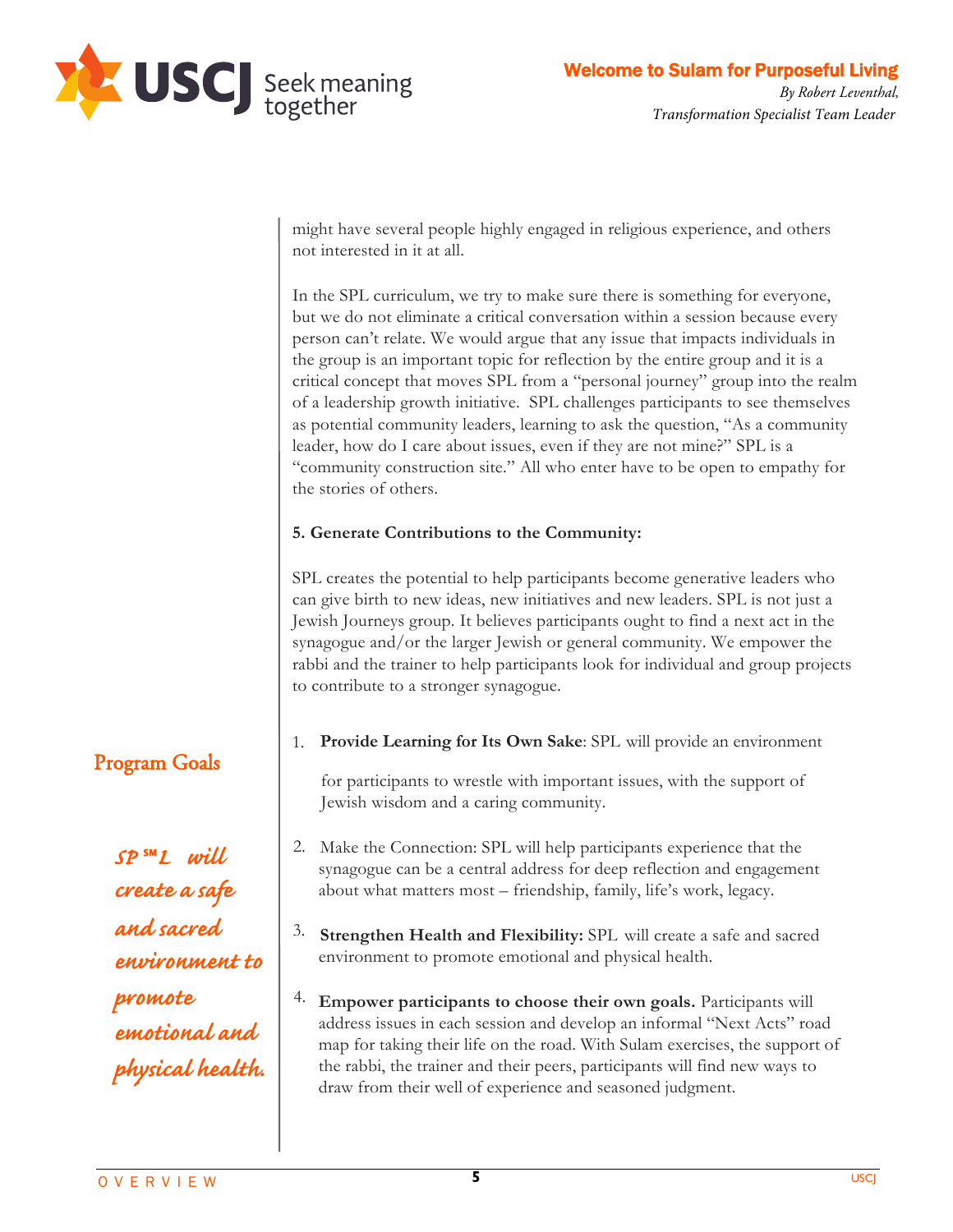might have several people highly engaged in religious experience, and others not interested in it at all.

In the SPL curriculum, we try to make sure there is something for everyone, but we do not eliminate a critical conversation within a session because every person can't relate. We would argue that any issue that impacts individuals in the group is an important topic for reflection by the entire group and it is a critical concept that moves SPL from a "personal journey" group into the realm of a leadership growth initiative. SPL challenges participants to see themselves as potential community leaders, learning to ask the question, "As a community leader, how do I care about issues, even if they are not mine?" SPL is a "community construction site." All who enter have to be open to empathy for the stories of others.

**5. Generate Contributions to the Community:**

SPL creates the potential to help participants become generative leaders who can give birth to new ideas, new initiatives and new leaders. SPL is not just a Jewish Journeys group. It believes participants ought to find a next act in the synagogue and/or the larger Jewish or general community. We empower the rabbi and the trainer to help participants look for individual and group projects to contribute to a stronger synagogue.

## Program Goals

*SP℠L will create a safe and sacred environment to promote emotional and physical health.*

1. **Provide Learning for Its Own Sake**: SPL will provide an environment for participants to wrestle with important issues, with the support of Jewish wisdom and a caring community.

2. Make the Connection: SPL will help participants experience that the synagogue can be a central address for deep reflection and engagement about what matters most – friendship, family, life's work, legacy.

3. **Strengthen Health and Flexibility:** SPL will create a safe and sacred environment to promote emotional and physical health.

4. **Empower participants to choose their own goals.** Participants will address issues in each session and develop an informal "Next Acts" road map for taking their life on the road. With Sulam exercises, the support of the rabbi, the trainer and their peers, participants will find new ways to draw from their well of experience and seasoned judgment.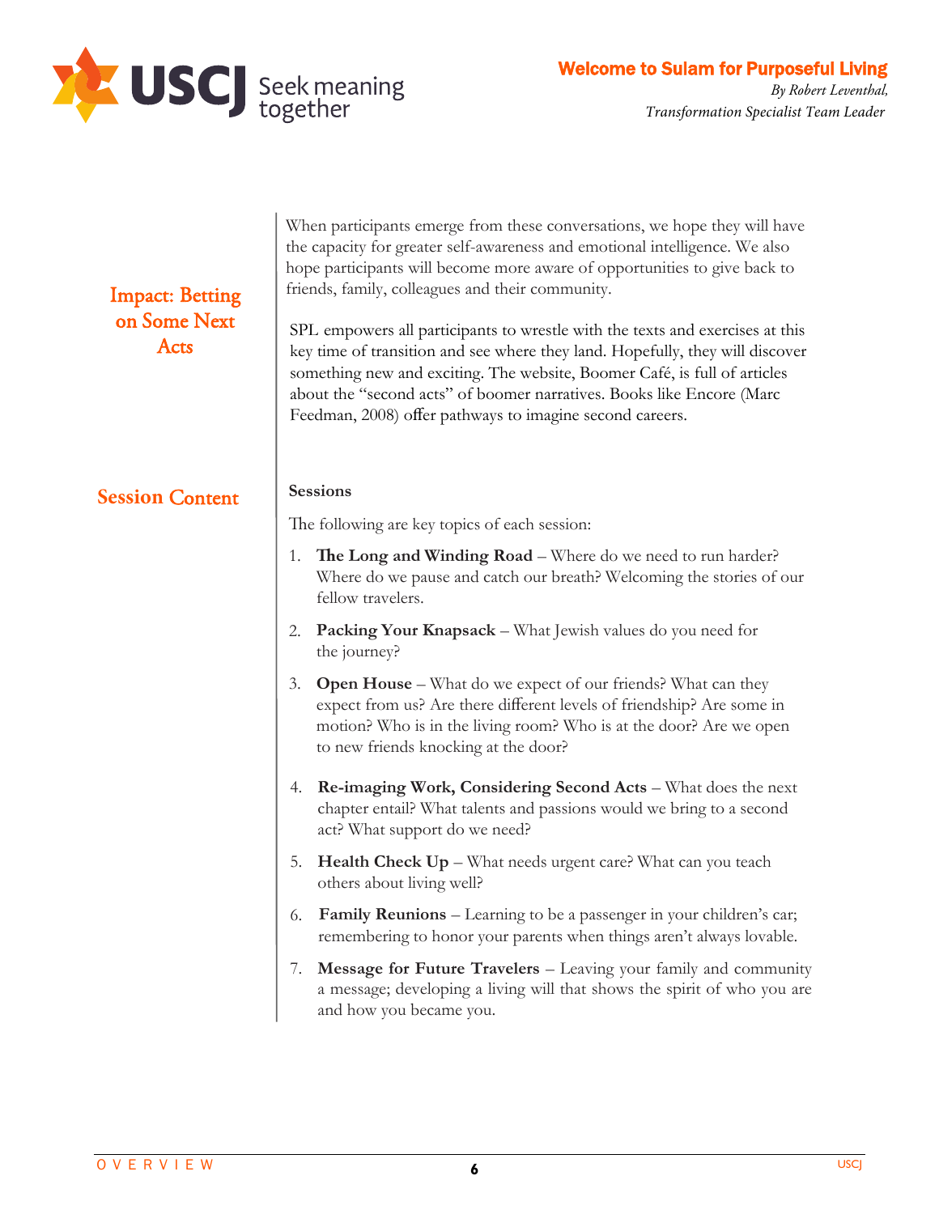When participants emerge from these conversations, we hope they will have the capacity for greater self-awareness and emotional intelligence. We also hope participants will become more aware of opportunities to give back to friends, family, colleagues and their community.

## Impact: Betting on Some Next Acts

SPL empowers all participants to wrestle with the texts and exercises at this key time of transition and see where they land. Hopefully, they will discover something new and exciting. The website, Boomer Café, is full of articles about the "second acts" of boomer narratives. Books like Encore (Marc Feedman, 2008) offer pathways to imagine second careers.

## Session Content

**Sessions**

The following are key topics of each session:

1. **The Long and Winding Road** – Where do we need to run harder? Where do we pause and catch our breath? Welcoming the stories of our fellow travelers.
2. **Packing Your Knapsack** – What Jewish values do you need for the journey?
3. **Open House** – What do we expect of our friends? What can they expect from us? Are there different levels of friendship? Are some in motion? Who is in the living room? Who is at the door? Are we open to new friends knocking at the door?
4. **Re-imaging Work, Considering Second Acts** – What does the next chapter entail? What talents and passions would we bring to a second act? What support do we need?
5. **Health Check Up** – What needs urgent care? What can you teach others about living well?
6. **Family Reunions** – Learning to be a passenger in your children's car; remembering to honor your parents when things aren't always lovable.
7. **Message for Future Travelers** – Leaving your family and community a message; developing a living will that shows the spirit of who you are and how you became you.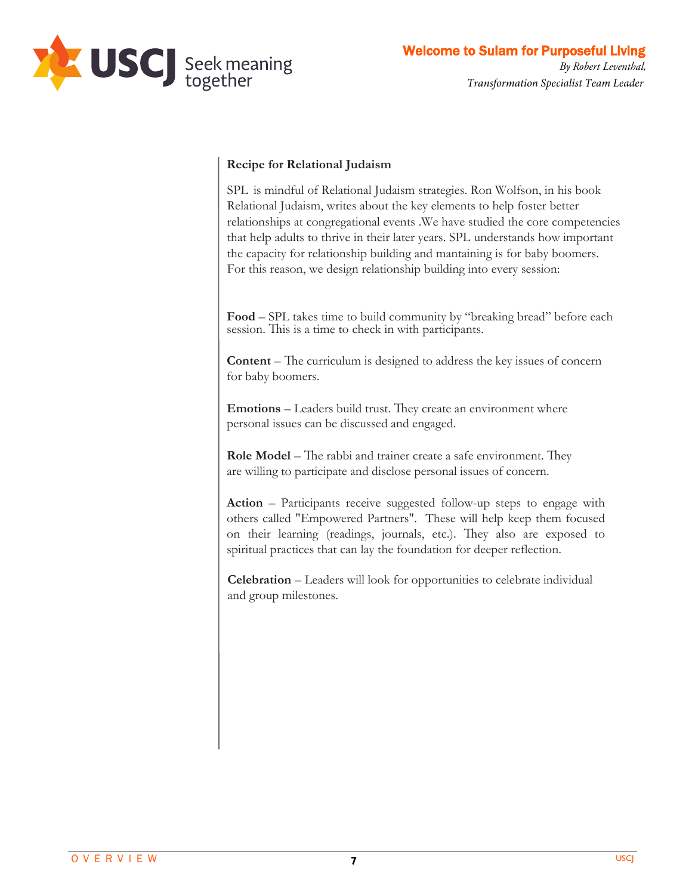**Recipe for Relational Judaism**

SPL is mindful of Relational Judaism strategies. Ron Wolfson, in his book Relational Judaism, writes about the key elements to help foster better relationships at congregational events .We have studied the core competencies that help adults to thrive in their later years. SPL understands how important the capacity for relationship building and mantaining is for baby boomers. For this reason, we design relationship building into every session:

**Food** – SPL takes time to build community by "breaking bread" before each session. This is a time to check in with participants.

**Content** – The curriculum is designed to address the key issues of concern for baby boomers.

**Emotions** – Leaders build trust. They create an environment where personal issues can be discussed and engaged.

**Role Model** – The rabbi and trainer create a safe environment. They are willing to participate and disclose personal issues of concern.

**Action** – Participants receive suggested follow-up steps to engage with others called "Empowered Partners". These will help keep them focused on their learning (readings, journals, etc.). They also are exposed to spiritual practices that can lay the foundation for deeper reflection.

**Celebration** – Leaders will look for opportunities to celebrate individual and group milestones.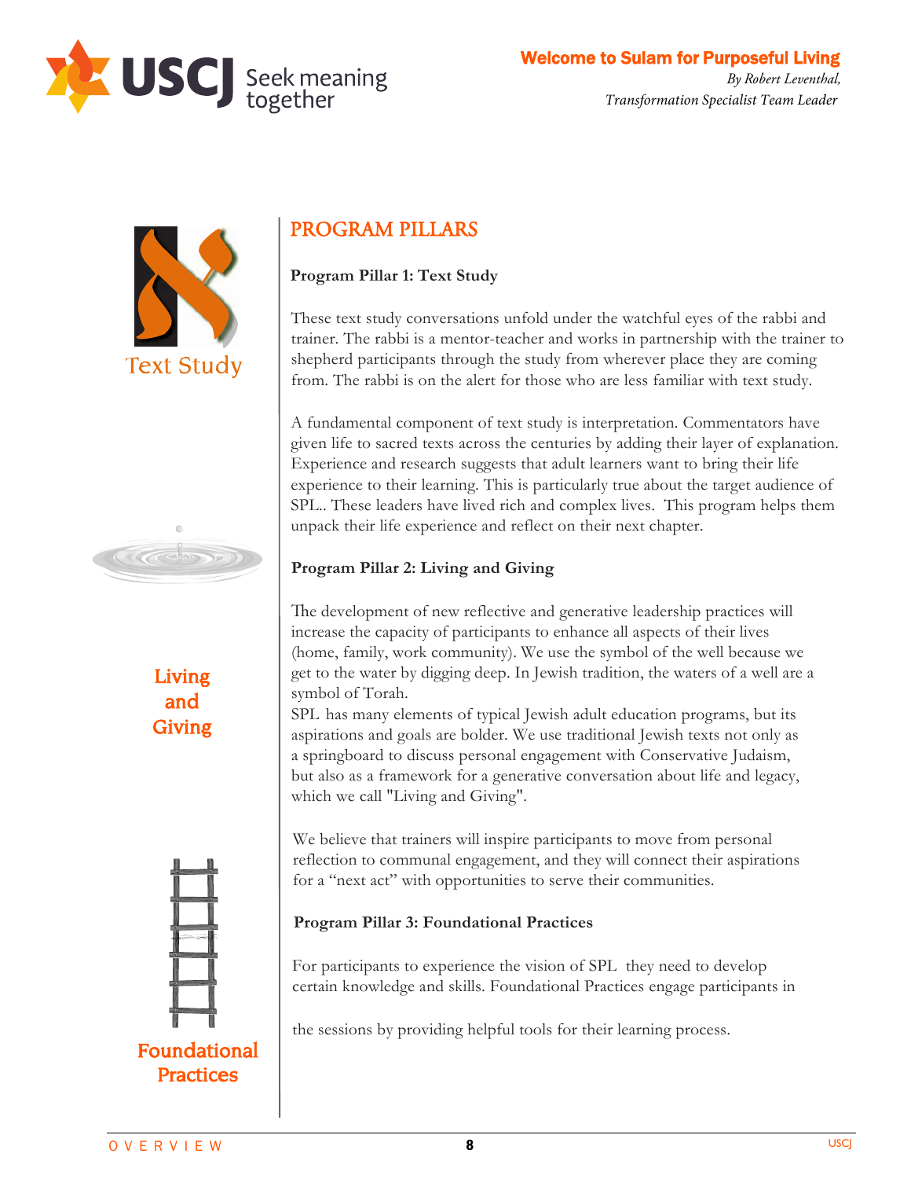## PROGRAM PILLARS

Text Study

**Program Pillar 1: Text Study**

These text study conversations unfold under the watchful eyes of the rabbi and trainer. The rabbi is a mentor-teacher and works in partnership with the trainer to shepherd participants through the study from wherever place they are coming from. The rabbi is on the alert for those who are less familiar with text study.

A fundamental component of text study is interpretation. Commentators have given life to sacred texts across the centuries by adding their layer of explanation. Experience and research suggests that adult learners want to bring their life experience to their learning. This is particularly true about the target audience of SPL.. These leaders have lived rich and complex lives. This program helps them unpack their life experience and reflect on their next chapter.

Living and Giving

**Program Pillar 2: Living and Giving**

The development of new reflective and generative leadership practices will increase the capacity of participants to enhance all aspects of their lives (home, family, work community). We use the symbol of the well because we get to the water by digging deep. In Jewish tradition, the waters of a well are a symbol of Torah.

SPL has many elements of typical Jewish adult education programs, but its aspirations and goals are bolder. We use traditional Jewish texts not only as a springboard to discuss personal engagement with Conservative Judaism, but also as a framework for a generative conversation about life and legacy, which we call "Living and Giving".

We believe that trainers will inspire participants to move from personal reflection to communal engagement, and they will connect their aspirations for a "next act" with opportunities to serve their communities.

Foundational Practices

**Program Pillar 3: Foundational Practices**

For participants to experience the vision of SPL they need to develop certain knowledge and skills. Foundational Practices engage participants in the sessions by providing helpful tools for their learning process.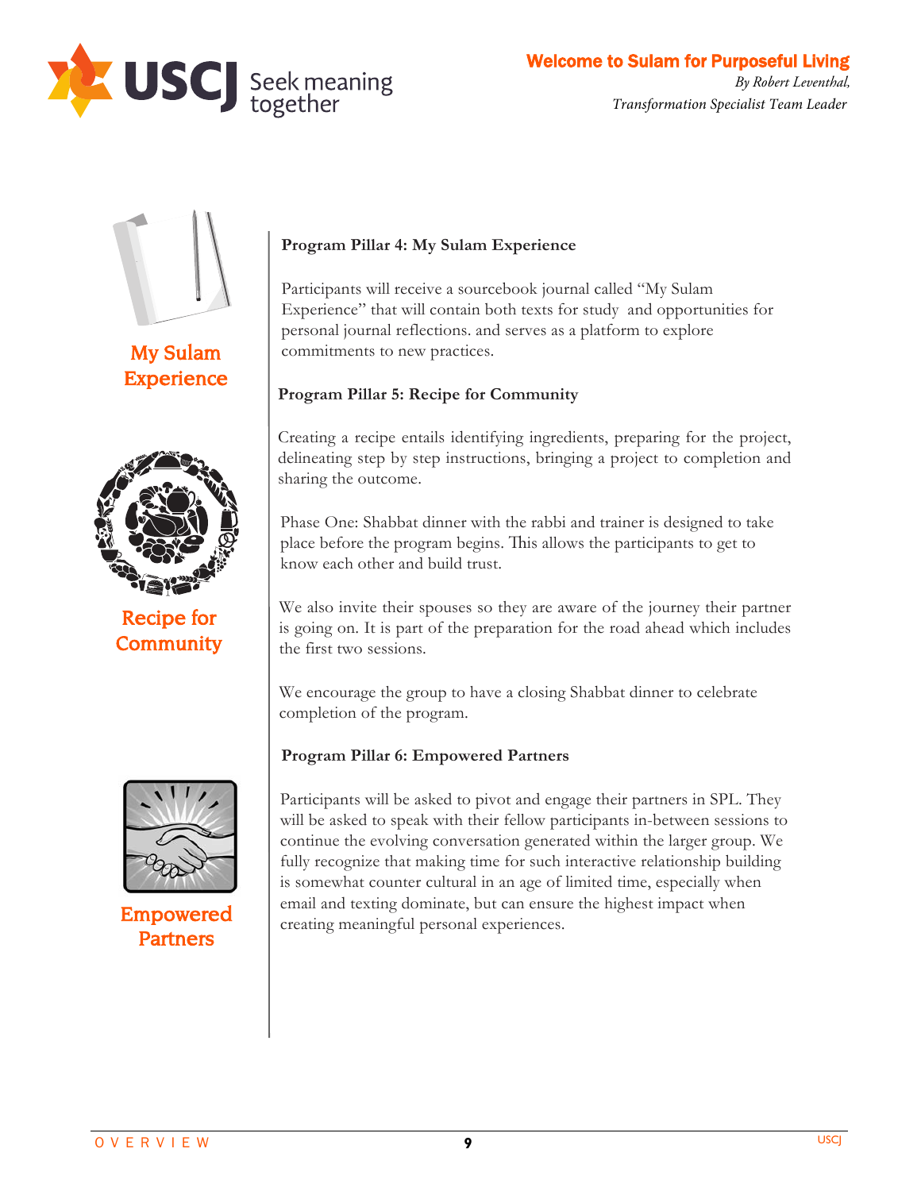My Sulam Experience

### Program Pillar 4: My Sulam Experience

Participants will receive a sourcebook journal called "My Sulam Experience" that will contain both texts for study and opportunities for personal journal reflections. and serves as a platform to explore commitments to new practices.

Recipe for Community

### Program Pillar 5: Recipe for Community

Creating a recipe entails identifying ingredients, preparing for the project, delineating step by step instructions, bringing a project to completion and sharing the outcome.

Phase One: Shabbat dinner with the rabbi and trainer is designed to take place before the program begins. This allows the participants to get to know each other and build trust.

We also invite their spouses so they are aware of the journey their partner is going on. It is part of the preparation for the road ahead which includes the first two sessions.

We encourage the group to have a closing Shabbat dinner to celebrate completion of the program.

Empowered Partners

### Program Pillar 6: Empowered Partners

Participants will be asked to pivot and engage their partners in SPL. They will be asked to speak with their fellow participants in-between sessions to continue the evolving conversation generated within the larger group. We fully recognize that making time for such interactive relationship building is somewhat counter cultural in an age of limited time, especially when email and texting dominate, but can ensure the highest impact when creating meaningful personal experiences.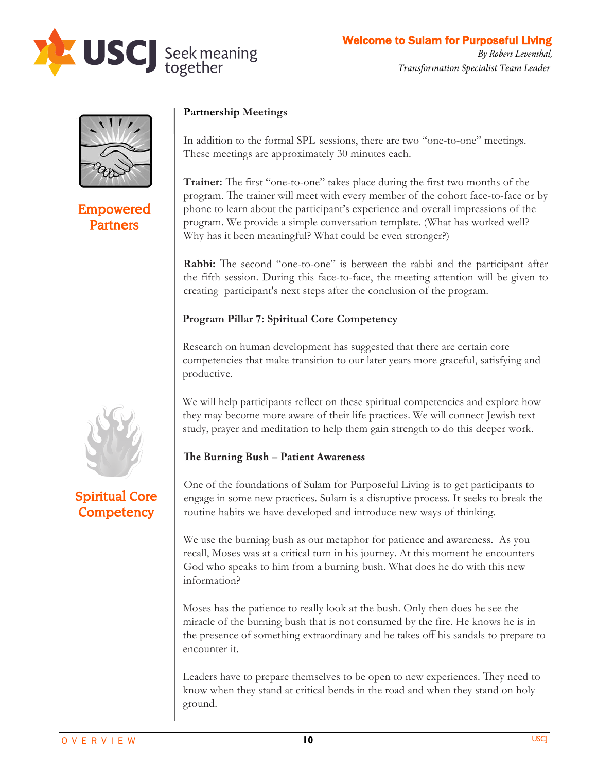Empowered Partners

## Partnership Meetings

In addition to the formal SPL sessions, there are two "one-to-one" meetings. These meetings are approximately 30 minutes each.

**Trainer:** The first "one-to-one" takes place during the first two months of the program. The trainer will meet with every member of the cohort face-to-face or by phone to learn about the participant's experience and overall impressions of the program. We provide a simple conversation template. (What has worked well? Why has it been meaningful? What could be even stronger?)

**Rabbi:** The second "one-to-one" is between the rabbi and the participant after the fifth session. During this face-to-face, the meeting attention will be given to creating participant's next steps after the conclusion of the program.

Spiritual Core Competency

## Program Pillar 7: Spiritual Core Competency

Research on human development has suggested that there are certain core competencies that make transition to our later years more graceful, satisfying and productive.

We will help participants reflect on these spiritual competencies and explore how they may become more aware of their life practices. We will connect Jewish text study, prayer and meditation to help them gain strength to do this deeper work.

### The Burning Bush – Patient Awareness

One of the foundations of Sulam for Purposeful Living is to get participants to engage in some new practices. Sulam is a disruptive process. It seeks to break the routine habits we have developed and introduce new ways of thinking.

We use the burning bush as our metaphor for patience and awareness. As you recall, Moses was at a critical turn in his journey. At this moment he encounters God who speaks to him from a burning bush. What does he do with this new information?

Moses has the patience to really look at the bush. Only then does he see the miracle of the burning bush that is not consumed by the fire. He knows he is in the presence of something extraordinary and he takes off his sandals to prepare to encounter it.

Leaders have to prepare themselves to be open to new experiences. They need to know when they stand at critical bends in the road and when they stand on holy ground.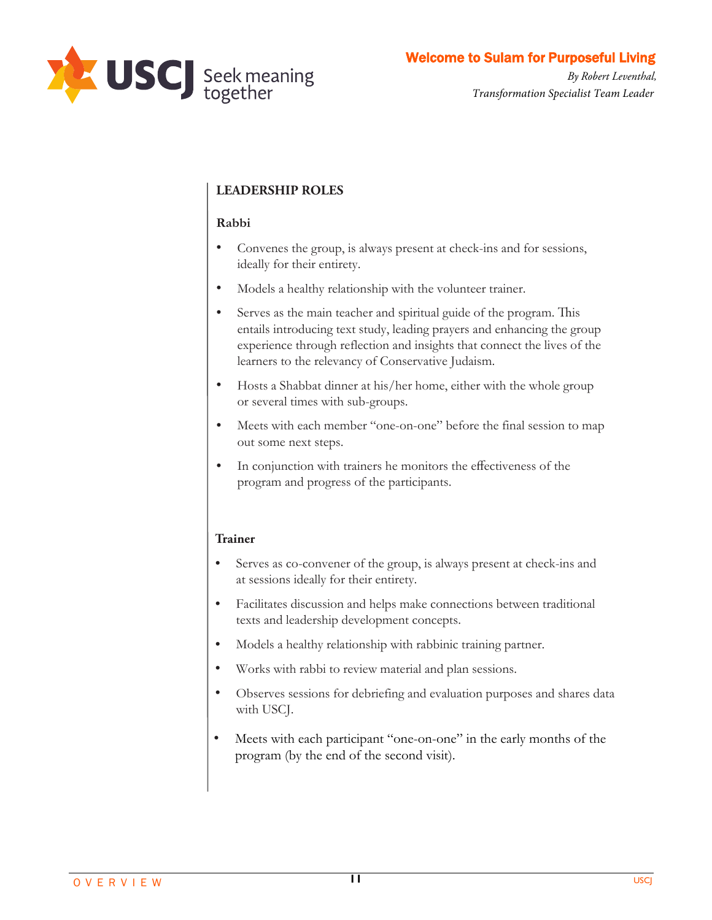## LEADERSHIP ROLES

### Rabbi

- Convenes the group, is always present at check-ins and for sessions, ideally for their entirety.
- Models a healthy relationship with the volunteer trainer.
- Serves as the main teacher and spiritual guide of the program. This entails introducing text study, leading prayers and enhancing the group experience through reflection and insights that connect the lives of the learners to the relevancy of Conservative Judaism.
- Hosts a Shabbat dinner at his/her home, either with the whole group or several times with sub-groups.
- Meets with each member "one-on-one" before the final session to map out some next steps.
- In conjunction with trainers he monitors the effectiveness of the program and progress of the participants.

### Trainer

- Serves as co-convener of the group, is always present at check-ins and at sessions ideally for their entirety.
- Facilitates discussion and helps make connections between traditional texts and leadership development concepts.
- Models a healthy relationship with rabbinic training partner.
- Works with rabbi to review material and plan sessions.
- Observes sessions for debriefing and evaluation purposes and shares data with USCJ.
- Meets with each participant "one-on-one" in the early months of the program (by the end of the second visit).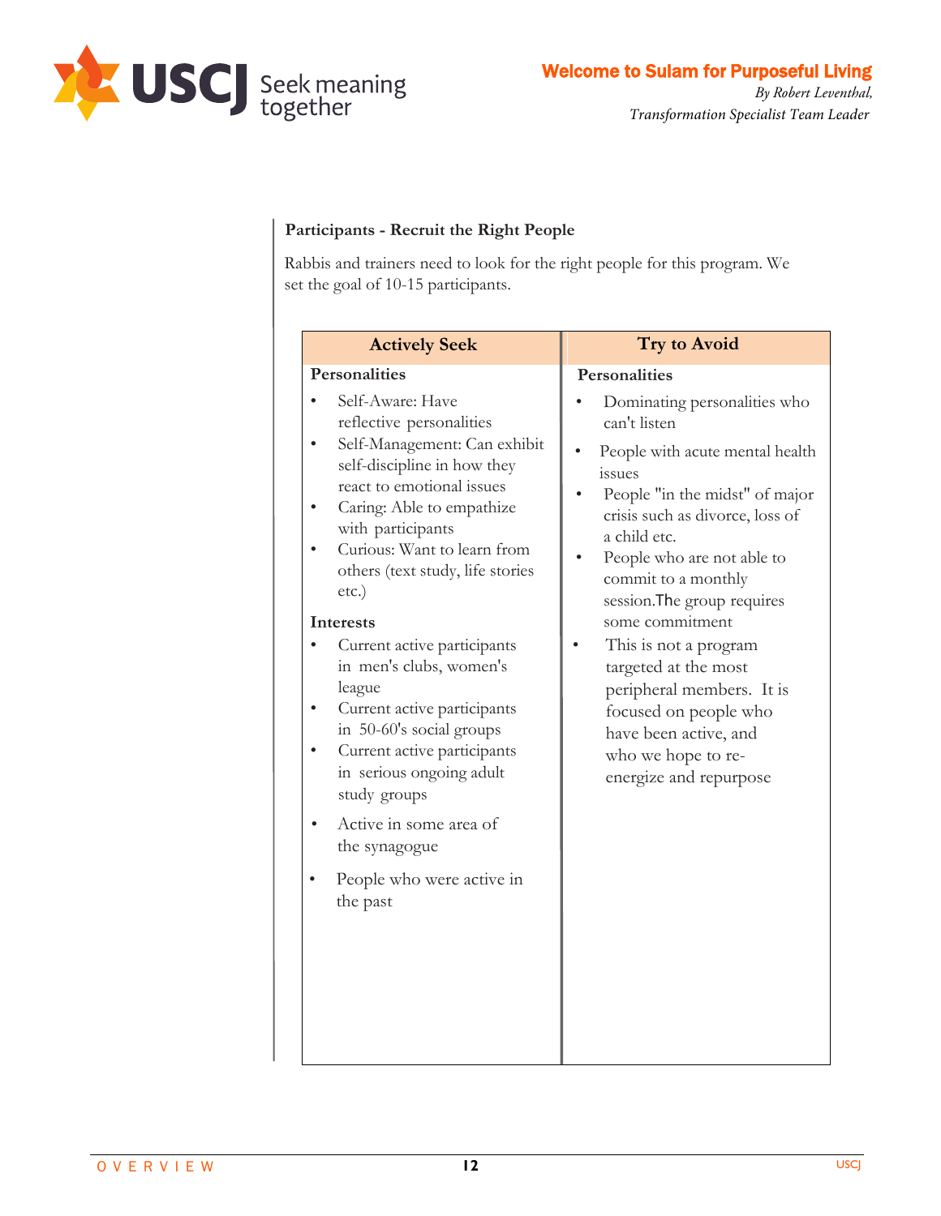**Participants - Recruit the Right People**

Rabbis and trainers need to look for the right people for this program. We set the goal of 10-15 participants.

| Actively Seek | Try to Avoid |
|---|---|
| **Personalities**<br>• Self-Aware: Have reflective personalities<br>• Self-Management: Can exhibit self-discipline in how they react to emotional issues<br>• Caring: Able to empathize with participants<br>• Curious: Want to learn from others (text study, life stories etc.)<br>**Interests**<br>• Current active participants in men's clubs, women's league<br>• Current active participants in 50-60's social groups<br>• Current active participants in serious ongoing adult study groups<br>• Active in some area of the synagogue<br>• People who were active in the past | **Personalities**<br>• Dominating personalities who can't listen<br>• People with acute mental health issues<br>• People "in the midst" of major crisis such as divorce, loss of a child etc.<br>• People who are not able to commit to a monthly session.The group requires some commitment<br>• This is not a program targeted at the most peripheral members. It is focused on people who have been active, and who we hope to re-energize and repurpose |